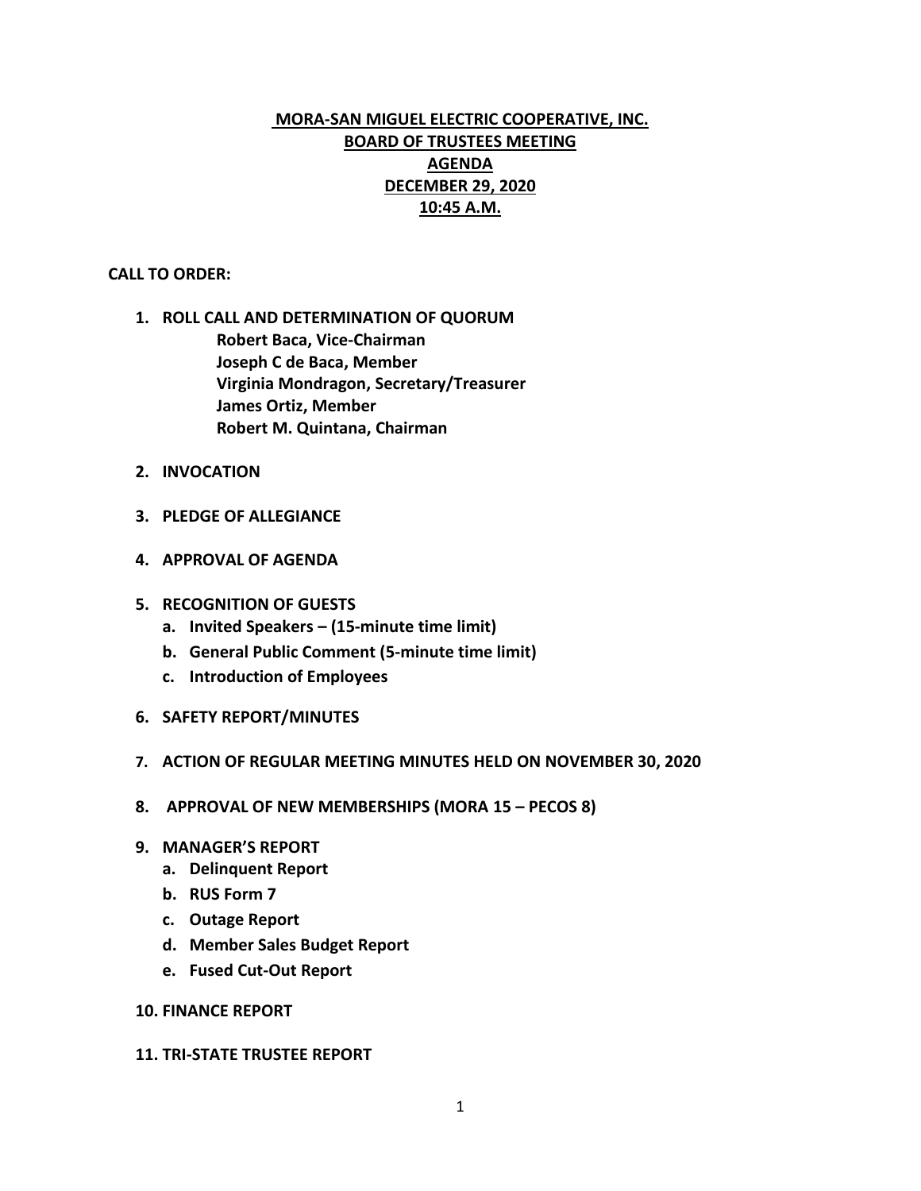# MORA-SAN MIGUEL ELECTRIC COOPERATIVE, INC.
## BOARD OF TRUSTEES MEETING
## AGENDA
## DECEMBER 29, 2020
## 10:45 A.M.

**CALL TO ORDER:**

1. **ROLL CALL AND DETERMINATION OF QUORUM**
   - **Robert Baca, Vice-Chairman**
   - **Joseph C de Baca, Member**
   - **Virginia Mondragon, Secretary/Treasurer**
   - **James Ortiz, Member**
   - **Robert M. Quintana, Chairman**

2. **INVOCATION**

3. **PLEDGE OF ALLEGIANCE**

4. **APPROVAL OF AGENDA**

5. **RECOGNITION OF GUESTS**
   a. **Invited Speakers – (15-minute time limit)**
   b. **General Public Comment (5-minute time limit)**
   c. **Introduction of Employees**

6. **SAFETY REPORT/MINUTES**

7. **ACTION OF REGULAR MEETING MINUTES HELD ON NOVEMBER 30, 2020**

8. **APPROVAL OF NEW MEMBERSHIPS (MORA 15 – PECOS 8)**

9. **MANAGER'S REPORT**
   a. **Delinquent Report**
   b. **RUS Form 7**
   c. **Outage Report**
   d. **Member Sales Budget Report**
   e. **Fused Cut-Out Report**

10. **FINANCE REPORT**

11. **TRI-STATE TRUSTEE REPORT**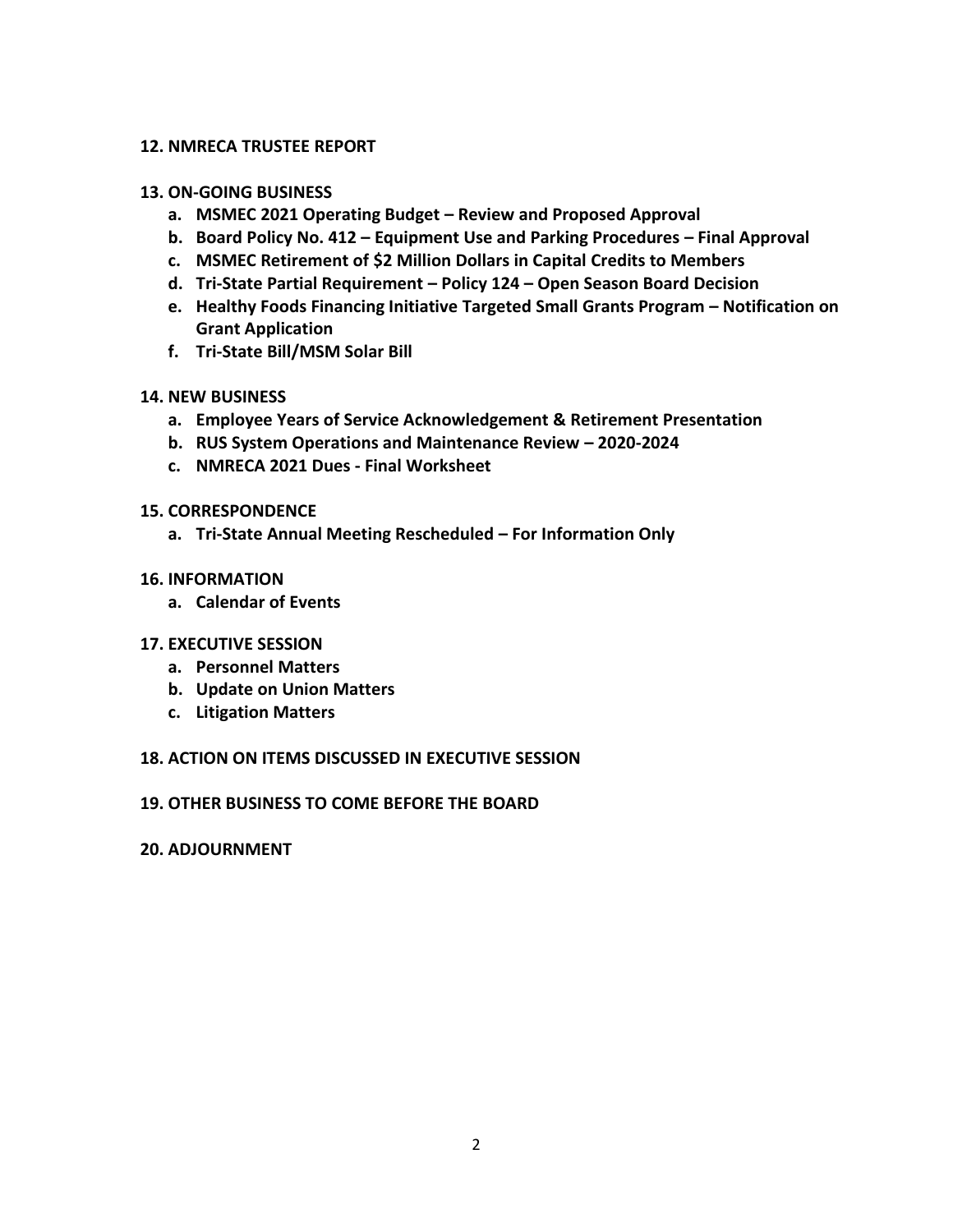**12. NMRECA TRUSTEE REPORT**

**13. ON-GOING BUSINESS**

   a. **MSMEC 2021 Operating Budget – Review and Proposed Approval**
   b. **Board Policy No. 412 – Equipment Use and Parking Procedures – Final Approval**
   c. **MSMEC Retirement of $2 Million Dollars in Capital Credits to Members**
   d. **Tri-State Partial Requirement – Policy 124 – Open Season Board Decision**
   e. **Healthy Foods Financing Initiative Targeted Small Grants Program – Notification on Grant Application**
   f. **Tri-State Bill/MSM Solar Bill**

**14. NEW BUSINESS**

   a. **Employee Years of Service Acknowledgement & Retirement Presentation**
   b. **RUS System Operations and Maintenance Review – 2020-2024**
   c. **NMRECA 2021 Dues - Final Worksheet**

**15. CORRESPONDENCE**

   a. **Tri-State Annual Meeting Rescheduled – For Information Only**

**16. INFORMATION**

   a. **Calendar of Events**

**17. EXECUTIVE SESSION**

   a. **Personnel Matters**
   b. **Update on Union Matters**
   c. **Litigation Matters**

**18. ACTION ON ITEMS DISCUSSED IN EXECUTIVE SESSION**

**19. OTHER BUSINESS TO COME BEFORE THE BOARD**

**20. ADJOURNMENT**